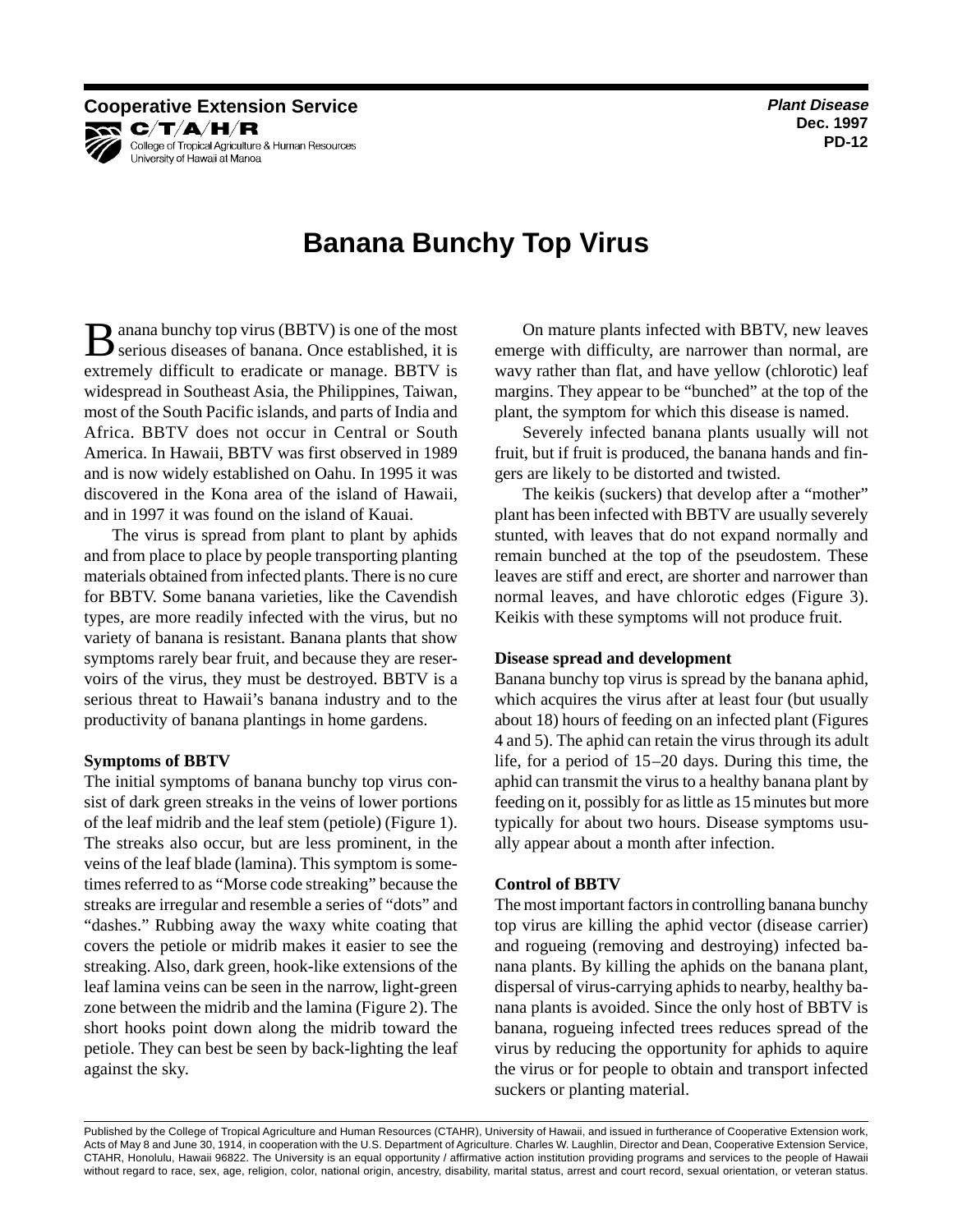**Cooperative Extension Service**

C/T/A/H/R

College of Tropical Agriculture & Human Resources
University of Hawaii at Manoa

***Plant Disease***
**Dec. 1997**
**PD-12**

# Banana Bunchy Top Virus

Banana bunchy top virus (BBTV) is one of the most serious diseases of banana. Once established, it is extremely difficult to eradicate or manage. BBTV is widespread in Southeast Asia, the Philippines, Taiwan, most of the South Pacific islands, and parts of India and Africa. BBTV does not occur in Central or South America. In Hawaii, BBTV was first observed in 1989 and is now widely established on Oahu. In 1995 it was discovered in the Kona area of the island of Hawaii, and in 1997 it was found on the island of Kauai.

The virus is spread from plant to plant by aphids and from place to place by people transporting planting materials obtained from infected plants. There is no cure for BBTV. Some banana varieties, like the Cavendish types, are more readily infected with the virus, but no variety of banana is resistant. Banana plants that show symptoms rarely bear fruit, and because they are reservoirs of the virus, they must be destroyed. BBTV is a serious threat to Hawaii's banana industry and to the productivity of banana plantings in home gardens.

**Symptoms of BBTV**

The initial symptoms of banana bunchy top virus consist of dark green streaks in the veins of lower portions of the leaf midrib and the leaf stem (petiole) (Figure 1). The streaks also occur, but are less prominent, in the veins of the leaf blade (lamina). This symptom is sometimes referred to as "Morse code streaking" because the streaks are irregular and resemble a series of "dots" and "dashes." Rubbing away the waxy white coating that covers the petiole or midrib makes it easier to see the streaking. Also, dark green, hook-like extensions of the leaf lamina veins can be seen in the narrow, light-green zone between the midrib and the lamina (Figure 2). The short hooks point down along the midrib toward the petiole. They can best be seen by back-lighting the leaf against the sky.

On mature plants infected with BBTV, new leaves emerge with difficulty, are narrower than normal, are wavy rather than flat, and have yellow (chlorotic) leaf margins. They appear to be "bunched" at the top of the plant, the symptom for which this disease is named.

Severely infected banana plants usually will not fruit, but if fruit is produced, the banana hands and fingers are likely to be distorted and twisted.

The keikis (suckers) that develop after a "mother" plant has been infected with BBTV are usually severely stunted, with leaves that do not expand normally and remain bunched at the top of the pseudostem. These leaves are stiff and erect, are shorter and narrower than normal leaves, and have chlorotic edges (Figure 3). Keikis with these symptoms will not produce fruit.

**Disease spread and development**

Banana bunchy top virus is spread by the banana aphid, which acquires the virus after at least four (but usually about 18) hours of feeding on an infected plant (Figures 4 and 5). The aphid can retain the virus through its adult life, for a period of 15–20 days. During this time, the aphid can transmit the virus to a healthy banana plant by feeding on it, possibly for as little as 15 minutes but more typically for about two hours. Disease symptoms usually appear about a month after infection.

**Control of BBTV**

The most important factors in controlling banana bunchy top virus are killing the aphid vector (disease carrier) and rogueing (removing and destroying) infected banana plants. By killing the aphids on the banana plant, dispersal of virus-carrying aphids to nearby, healthy banana plants is avoided. Since the only host of BBTV is banana, rogueing infected trees reduces spread of the virus by reducing the opportunity for aphids to aquire the virus or for people to obtain and transport infected suckers or planting material.

Published by the College of Tropical Agriculture and Human Resources (CTAHR), University of Hawaii, and issued in furtherance of Cooperative Extension work, Acts of May 8 and June 30, 1914, in cooperation with the U.S. Department of Agriculture. Charles W. Laughlin, Director and Dean, Cooperative Extension Service, CTAHR, Honolulu, Hawaii 96822. The University is an equal opportunity / affirmative action institution providing programs and services to the people of Hawaii without regard to race, sex, age, religion, color, national origin, ancestry, disability, marital status, arrest and court record, sexual orientation, or veteran status.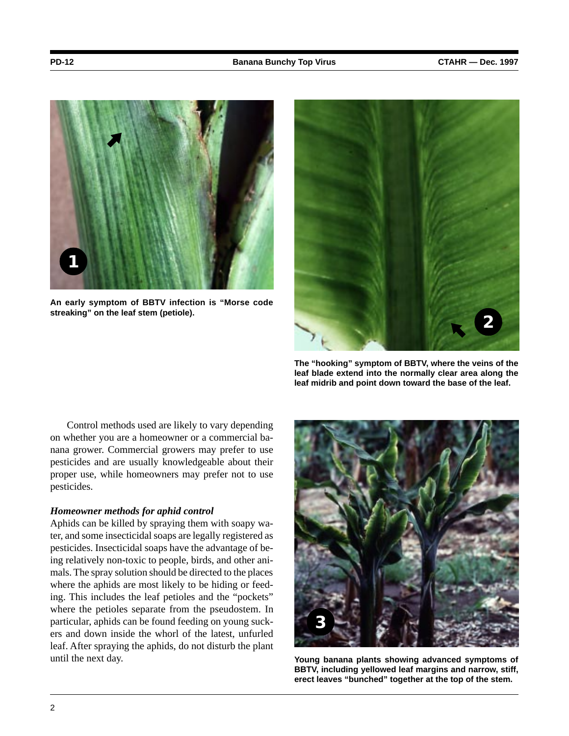An early symptom of BBTV infection is “Morse code streaking” on the leaf stem (petiole).

The “hooking” symptom of BBTV, where the veins of the leaf blade extend into the normally clear area along the leaf midrib and point down toward the base of the leaf.

Control methods used are likely to vary depending on whether you are a homeowner or a commercial banana grower. Commercial growers may prefer to use pesticides and are usually knowledgeable about their proper use, while homeowners may prefer not to use pesticides.

### *Homeowner methods for aphid control*

Aphids can be killed by spraying them with soapy water, and some insecticidal soaps are legally registered as pesticides. Insecticidal soaps have the advantage of being relatively non-toxic to people, birds, and other animals. The spray solution should be directed to the places where the aphids are most likely to be hiding or feeding. This includes the leaf petioles and the “pockets” where the petioles separate from the pseudostem. In particular, aphids can be found feeding on young suckers and down inside the whorl of the latest, unfurled leaf. After spraying the aphids, do not disturb the plant until the next day.

Young banana plants showing advanced symptoms of BBTV, including yellowed leaf margins and narrow, stiff, erect leaves “bunched” together at the top of the stem.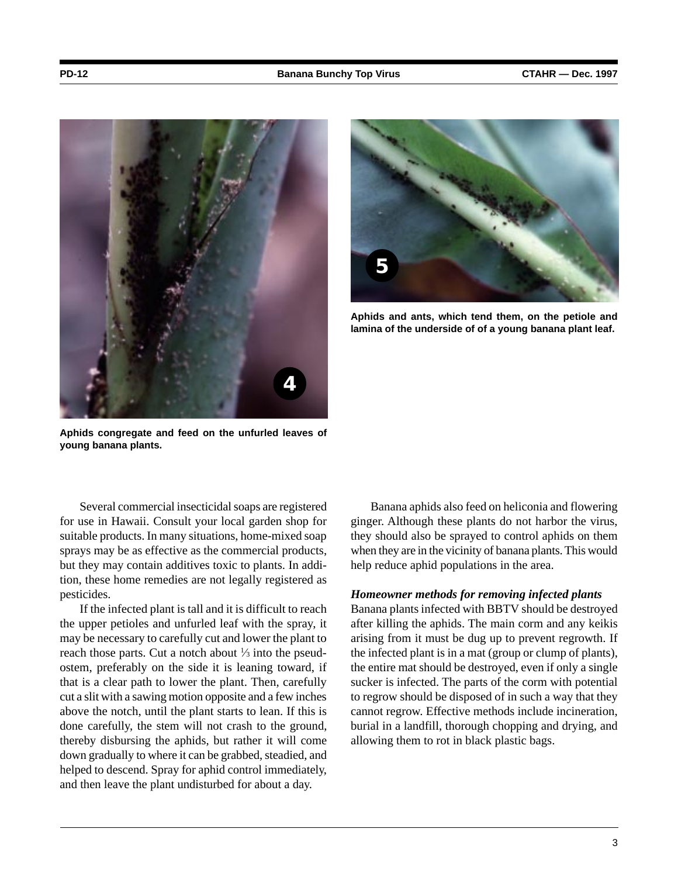Aphids congregate and feed on the unfurled leaves of young banana plants.

Aphids and ants, which tend them, on the petiole and lamina of the underside of of a young banana plant leaf.

Several commercial insecticidal soaps are registered for use in Hawaii. Consult your local garden shop for suitable products. In many situations, home-mixed soap sprays may be as effective as the commercial products, but they may contain additives toxic to plants. In addition, these home remedies are not legally registered as pesticides.

If the infected plant is tall and it is difficult to reach the upper petioles and unfurled leaf with the spray, it may be necessary to carefully cut and lower the plant to reach those parts. Cut a notch about ⅓ into the pseudostem, preferably on the side it is leaning toward, if that is a clear path to lower the plant. Then, carefully cut a slit with a sawing motion opposite and a few inches above the notch, until the plant starts to lean. If this is done carefully, the stem will not crash to the ground, thereby disbursing the aphids, but rather it will come down gradually to where it can be grabbed, steadied, and helped to descend. Spray for aphid control immediately, and then leave the plant undisturbed for about a day.

Banana aphids also feed on heliconia and flowering ginger. Although these plants do not harbor the virus, they should also be sprayed to control aphids on them when they are in the vicinity of banana plants. This would help reduce aphid populations in the area.

### *Homeowner methods for removing infected plants*

Banana plants infected with BBTV should be destroyed after killing the aphids. The main corm and any keikis arising from it must be dug up to prevent regrowth. If the infected plant is in a mat (group or clump of plants), the entire mat should be destroyed, even if only a single sucker is infected. The parts of the corm with potential to regrow should be disposed of in such a way that they cannot regrow. Effective methods include incineration, burial in a landfill, thorough chopping and drying, and allowing them to rot in black plastic bags.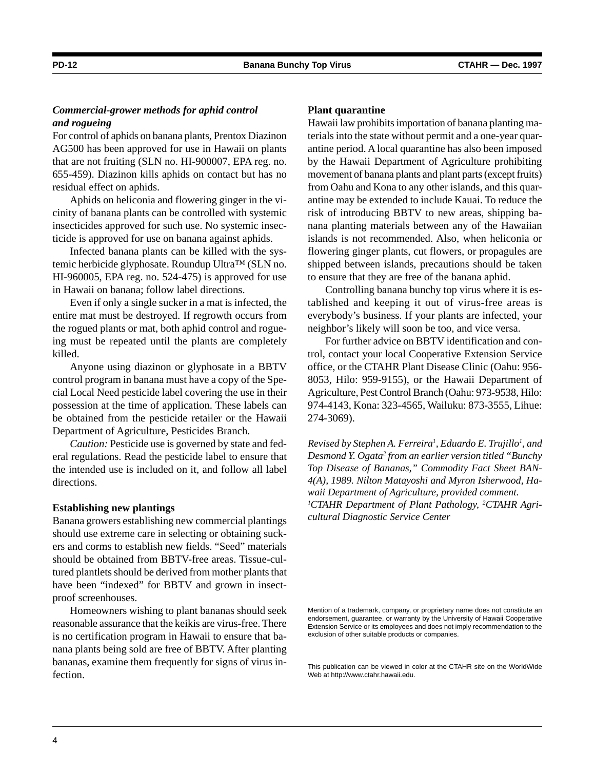### *Commercial-grower methods for aphid control and rogueing*

For control of aphids on banana plants, Prentox Diazinon AG500 has been approved for use in Hawaii on plants that are not fruiting (SLN no. HI-900007, EPA reg. no. 655-459). Diazinon kills aphids on contact but has no residual effect on aphids.

Aphids on heliconia and flowering ginger in the vicinity of banana plants can be controlled with systemic insecticides approved for such use. No systemic insecticide is approved for use on banana against aphids.

Infected banana plants can be killed with the systemic herbicide glyphosate. Roundup Ultra™ (SLN no. HI-960005, EPA reg. no. 524-475) is approved for use in Hawaii on banana; follow label directions.

Even if only a single sucker in a mat is infected, the entire mat must be destroyed. If regrowth occurs from the rogued plants or mat, both aphid control and rogueing must be repeated until the plants are completely killed.

Anyone using diazinon or glyphosate in a BBTV control program in banana must have a copy of the Special Local Need pesticide label covering the use in their possession at the time of application. These labels can be obtained from the pesticide retailer or the Hawaii Department of Agriculture, Pesticides Branch.

*Caution:* Pesticide use is governed by state and federal regulations. Read the pesticide label to ensure that the intended use is included on it, and follow all label directions.

### Establishing new plantings

Banana growers establishing new commercial plantings should use extreme care in selecting or obtaining suckers and corms to establish new fields. "Seed" materials should be obtained from BBTV-free areas. Tissue-cultured plantlets should be derived from mother plants that have been "indexed" for BBTV and grown in insect-proof screenhouses.

Homeowners wishing to plant bananas should seek reasonable assurance that the keikis are virus-free. There is no certification program in Hawaii to ensure that banana plants being sold are free of BBTV. After planting bananas, examine them frequently for signs of virus infection.

### Plant quarantine

Hawaii law prohibits importation of banana planting materials into the state without permit and a one-year quarantine period. A local quarantine has also been imposed by the Hawaii Department of Agriculture prohibiting movement of banana plants and plant parts (except fruits) from Oahu and Kona to any other islands, and this quarantine may be extended to include Kauai. To reduce the risk of introducing BBTV to new areas, shipping banana planting materials between any of the Hawaiian islands is not recommended. Also, when heliconia or flowering ginger plants, cut flowers, or propagules are shipped between islands, precautions should be taken to ensure that they are free of the banana aphid.

Controlling banana bunchy top virus where it is established and keeping it out of virus-free areas is everybody's business. If your plants are infected, your neighbor's likely will soon be too, and vice versa.

For further advice on BBTV identification and control, contact your local Cooperative Extension Service office, or the CTAHR Plant Disease Clinic (Oahu: 956-8053, Hilo: 959-9155), or the Hawaii Department of Agriculture, Pest Control Branch (Oahu: 973-9538, Hilo: 974-4143, Kona: 323-4565, Wailuku: 873-3555, Lihue: 274-3069).

*Revised by Stephen A. Ferreira[1], Eduardo E. Trujillo[1], and Desmond Y. Ogata[2] from an earlier version titled "Bunchy Top Disease of Bananas," Commodity Fact Sheet BAN-4(A), 1989. Nilton Matayoshi and Myron Isherwood, Hawaii Department of Agriculture, provided comment.*
*[1]CTAHR Department of Plant Pathology, [2]CTAHR Agricultural Diagnostic Service Center*

Mention of a trademark, company, or proprietary name does not constitute an endorsement, guarantee, or warranty by the University of Hawaii Cooperative Extension Service or its employees and does not imply recommendation to the exclusion of other suitable products or companies.

This publication can be viewed in color at the CTAHR site on the WorldWide Web at http://www.ctahr.hawaii.edu.